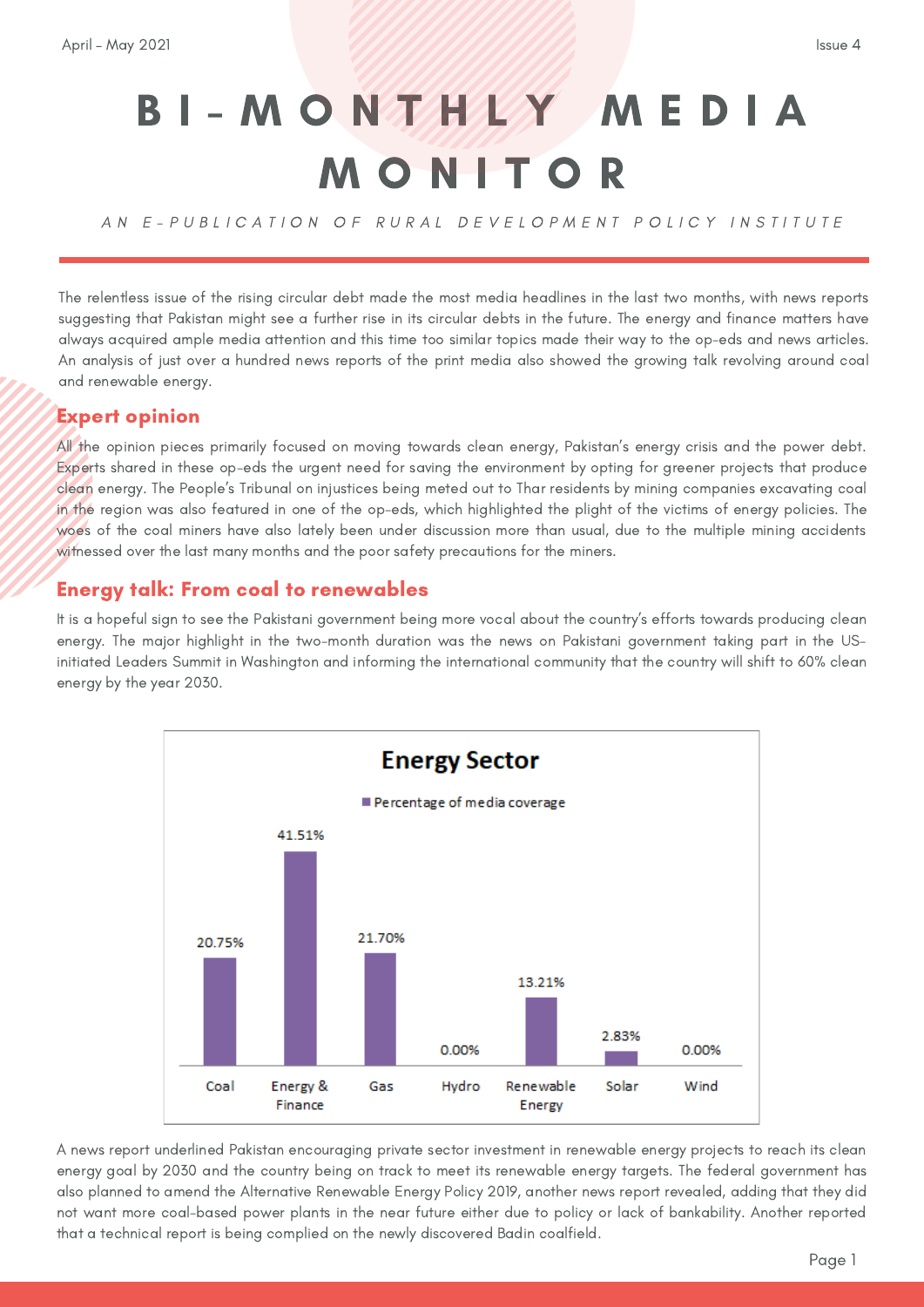# BI-MONTHLY MEDIA MONITOR

*AN E-PUBLICATION OF RURAL DEVELOPMENT POLICY INSTITUTE*

The relentless issue of the rising circular debt made the most media headlines in the last two months, with news reports suggesting that Pakistan might see a further rise in its circular debts in the future. The energy and finance matters have always acquired ample media attention and this time too similar topics made their way to the op-eds and news articles. An analysis of just over a hundred news reports of the print media also showed the growing talk revolving around coal and renewable energy.

## Expert opinion

All the opinion pieces primarily focused on moving towards clean energy, Pakistan's energy crisis and the power debt. Experts shared in these op-eds the urgent need for saving the environment by opting for greener projects that produce clean energy. The People's Tribunal on injustices being meted out to Thar residents by mining companies excavating coal in the region was also featured in one of the op-eds, which highlighted the plight of the victims of energy policies. The woes of the coal miners have also lately been under discussion more than usual, due to the multiple mining accidents witnessed over the last many months and the poor safety precautions for the miners.

## Energy talk: From coal to renewables

It is a hopeful sign to see the Pakistani government being more vocal about the country's efforts towards producing clean energy. The major highlight in the two-month duration was the news on Pakistani government taking part in the US-initiated Leaders Summit in Washington and informing the international community that the country will shift to 60% clean energy by the year 2030.

**Energy Sector**

| Category | Percentage of media coverage |
|---|---|
| Coal | 20.75% |
| Energy & Finance | 41.51% |
| Gas | 21.70% |
| Hydro | 0.00% |
| Renewable Energy | 13.21% |
| Solar | 2.83% |
| Wind | 0.00% |

A news report underlined Pakistan encouraging private sector investment in renewable energy projects to reach its clean energy goal by 2030 and the country being on track to meet its renewable energy targets. The federal government has also planned to amend the Alternative Renewable Energy Policy 2019, another news report revealed, adding that they did not want more coal-based power plants in the near future either due to policy or lack of bankability. Another reported that a technical report is being complied on the newly discovered Badin coalfield.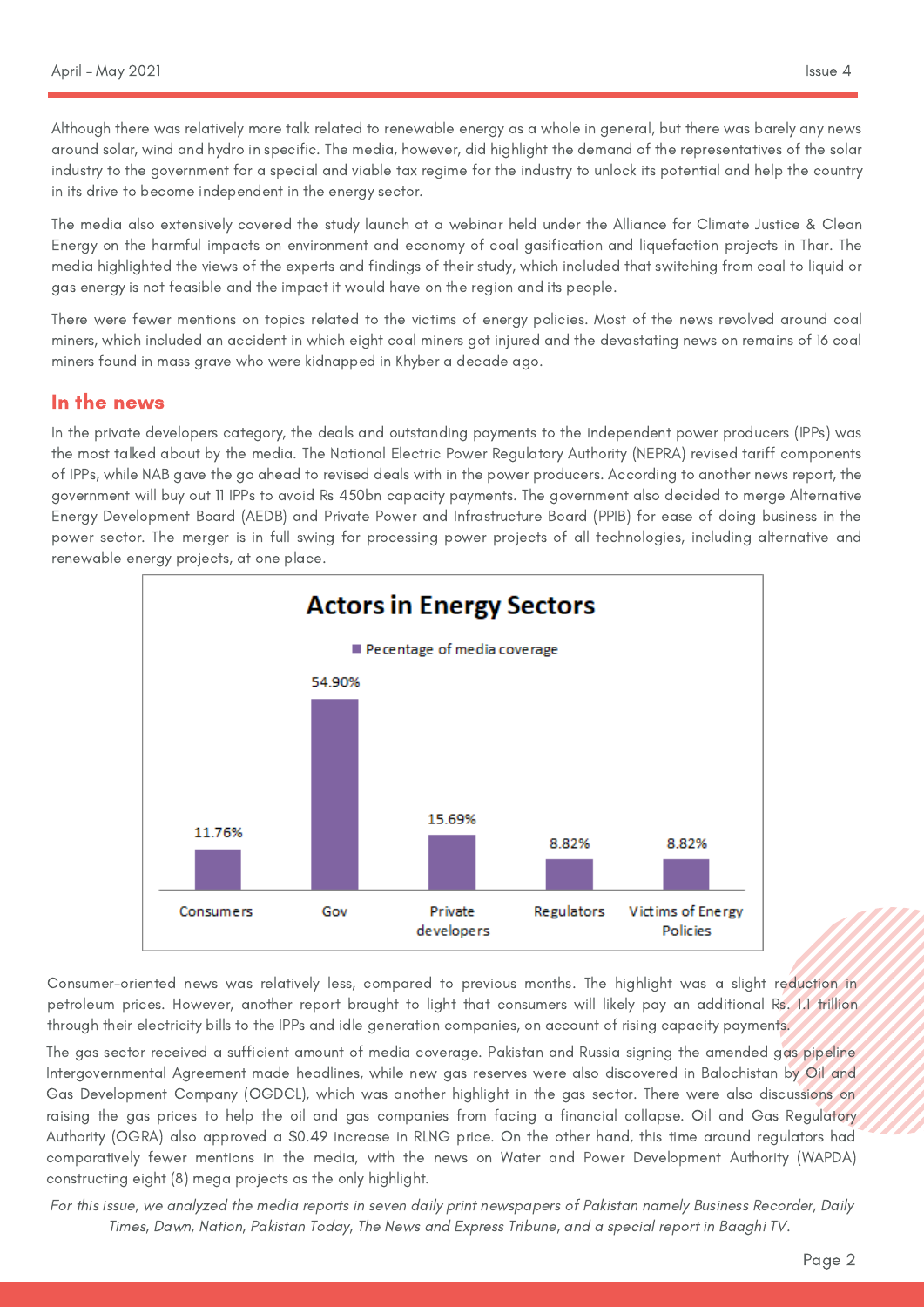Although there was relatively more talk related to renewable energy as a whole in general, but there was barely any news around solar, wind and hydro in specific. The media, however, did highlight the demand of the representatives of the solar industry to the government for a special and viable tax regime for the industry to unlock its potential and help the country in its drive to become independent in the energy sector.

The media also extensively covered the study launch at a webinar held under the Alliance for Climate Justice & Clean Energy on the harmful impacts on environment and economy of coal gasification and liquefaction projects in Thar. The media highlighted the views of the experts and findings of their study, which included that switching from coal to liquid or gas energy is not feasible and the impact it would have on the region and its people.

There were fewer mentions on topics related to the victims of energy policies. Most of the news revolved around coal miners, which included an accident in which eight coal miners got injured and the devastating news on remains of 16 coal miners found in mass grave who were kidnapped in Khyber a decade ago.

## In the news

In the private developers category, the deals and outstanding payments to the independent power producers (IPPs) was the most talked about by the media. The National Electric Power Regulatory Authority (NEPRA) revised tariff components of IPPs, while NAB gave the go ahead to revised deals with in the power producers. According to another news report, the government will buy out 11 IPPs to avoid Rs 450bn capacity payments. The government also decided to merge Alternative Energy Development Board (AEDB) and Private Power and Infrastructure Board (PPIB) for ease of doing business in the power sector. The merger is in full swing for processing power projects of all technologies, including alternative and renewable energy projects, at one place.

**Actors in Energy Sectors**

Pecentage of media coverage

54.90%

15.69%

11.76%

8.82%

8.82%

Consumers

Gov

Private developers

Regulators

Victims of Energy Policies

Consumer-oriented news was relatively less, compared to previous months. The highlight was a slight reduction in petroleum prices. However, another report brought to light that consumers will likely pay an additional Rs. 1.1 trillion through their electricity bills to the IPPs and idle generation companies, on account of rising capacity payments.

The gas sector received a sufficient amount of media coverage. Pakistan and Russia signing the amended gas pipeline Intergovernmental Agreement made headlines, while new gas reserves were also discovered in Balochistan by Oil and Gas Development Company (OGDCL), which was another highlight in the gas sector. There were also discussions on raising the gas prices to help the oil and gas companies from facing a financial collapse. Oil and Gas Regulatory Authority (OGRA) also approved a $0.49 increase in RLNG price. On the other hand, this time around regulators had comparatively fewer mentions in the media, with the news on Water and Power Development Authority (WAPDA) constructing eight (8) mega projects as the only highlight.

*For this issue, we analyzed the media reports in seven daily print newspapers of Pakistan namely Business Recorder, Daily Times, Dawn, Nation, Pakistan Today, The News and Express Tribune, and a special report in Baaghi TV.*